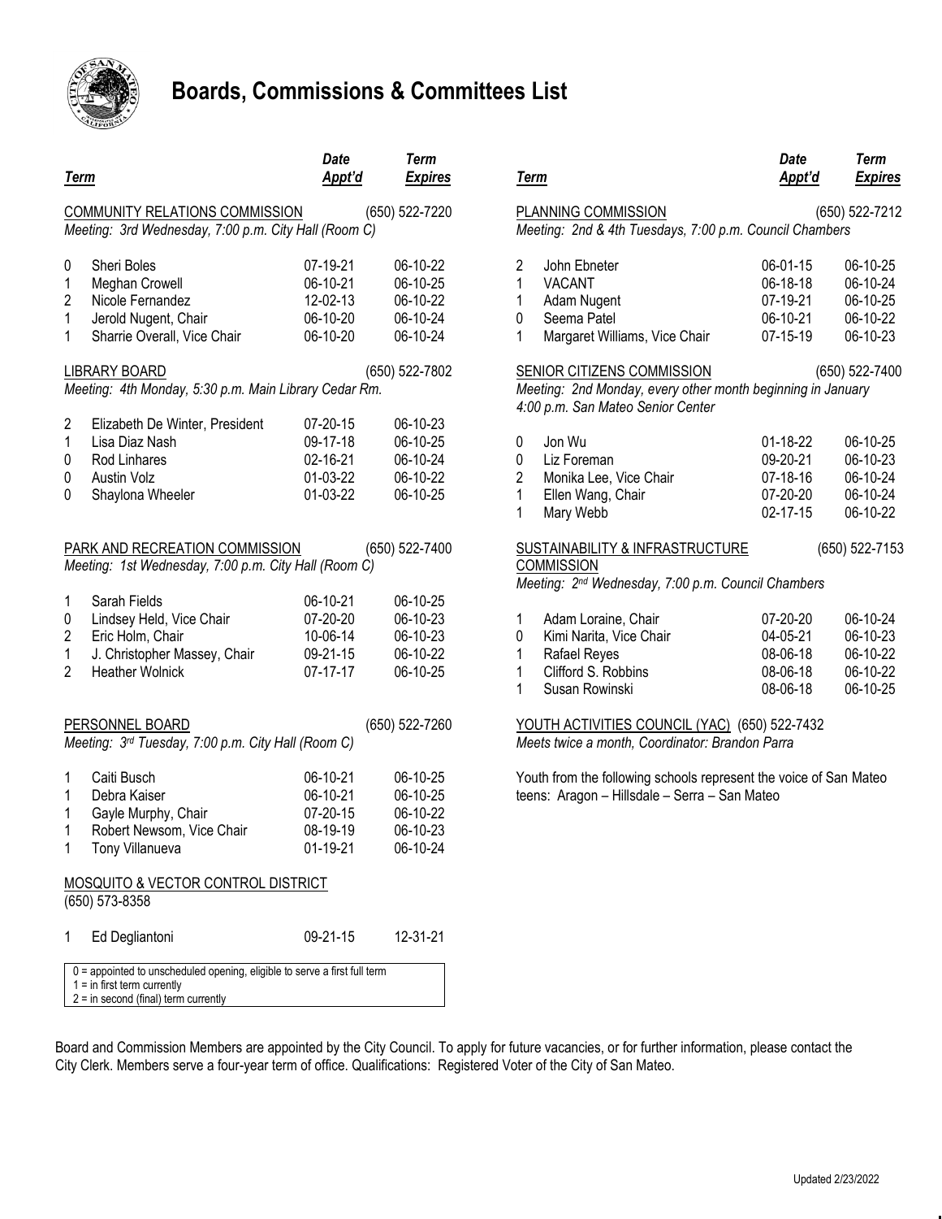# Boards, Commissions & Committees List

## COMMUNITY RELATIONS COMMISSION (650) 522-7220

*Meeting: 3rd Wednesday, 7:00 p.m. City Hall (Room C)*

| Term | Name | Date Appt'd | Term Expires |
|---|---|---|---|
| 0 | Sheri Boles | 07-19-21 | 06-10-22 |
| 1 | Meghan Crowell | 06-10-21 | 06-10-25 |
| 2 | Nicole Fernandez | 12-02-13 | 06-10-22 |
| 1 | Jerold Nugent, Chair | 06-10-20 | 06-10-24 |
| 1 | Sharrie Overall, Vice Chair | 06-10-20 | 06-10-24 |

## LIBRARY BOARD (650) 522-7802

*Meeting: 4th Monday, 5:30 p.m. Main Library Cedar Rm.*

| Term | Name | Date Appt'd | Term Expires |
|---|---|---|---|
| 2 | Elizabeth De Winter, President | 07-20-15 | 06-10-23 |
| 1 | Lisa Diaz Nash | 09-17-18 | 06-10-25 |
| 0 | Rod Linhares | 02-16-21 | 06-10-24 |
| 0 | Austin Volz | 01-03-22 | 06-10-22 |
| 0 | Shaylona Wheeler | 01-03-22 | 06-10-25 |

## PARK AND RECREATION COMMISSION (650) 522-7400

*Meeting: 1st Wednesday, 7:00 p.m. City Hall (Room C)*

| Term | Name | Date Appt'd | Term Expires |
|---|---|---|---|
| 1 | Sarah Fields | 06-10-21 | 06-10-25 |
| 0 | Lindsey Held, Vice Chair | 07-20-20 | 06-10-23 |
| 2 | Eric Holm, Chair | 10-06-14 | 06-10-23 |
| 1 | J. Christopher Massey, Chair | 09-21-15 | 06-10-22 |
| 2 | Heather Wolnick | 07-17-17 | 06-10-25 |

## PERSONNEL BOARD (650) 522-7260

*Meeting: 3rd Tuesday, 7:00 p.m. City Hall (Room C)*

| Term | Name | Date Appt'd | Term Expires |
|---|---|---|---|
| 1 | Caiti Busch | 06-10-21 | 06-10-25 |
| 1 | Debra Kaiser | 06-10-21 | 06-10-25 |
| 1 | Gayle Murphy, Chair | 07-20-15 | 06-10-22 |
| 1 | Robert Newsom, Vice Chair | 08-19-19 | 06-10-23 |
| 1 | Tony Villanueva | 01-19-21 | 06-10-24 |

## MOSQUITO & VECTOR CONTROL DISTRICT

(650) 573-8358

| Term | Name | Date Appt'd | Term Expires |
|---|---|---|---|
| 1 | Ed Degliantoni | 09-21-15 | 12-31-21 |

0 = appointed to unscheduled opening, eligible to serve a first full term
1 = in first term currently
2 = in second (final) term currently

## PLANNING COMMISSION (650) 522-7212

*Meeting: 2nd & 4th Tuesdays, 7:00 p.m. Council Chambers*

| Term | Name | Date Appt'd | Term Expires |
|---|---|---|---|
| 2 | John Ebneter | 06-01-15 | 06-10-25 |
| 1 | VACANT | 06-18-18 | 06-10-24 |
| 1 | Adam Nugent | 07-19-21 | 06-10-25 |
| 0 | Seema Patel | 06-10-21 | 06-10-22 |
| 1 | Margaret Williams, Vice Chair | 07-15-19 | 06-10-23 |

## SENIOR CITIZENS COMMISSION (650) 522-7400

*Meeting: 2nd Monday, every other month beginning in January 4:00 p.m. San Mateo Senior Center*

| Term | Name | Date Appt'd | Term Expires |
|---|---|---|---|
| 0 | Jon Wu | 01-18-22 | 06-10-25 |
| 0 | Liz Foreman | 09-20-21 | 06-10-23 |
| 2 | Monika Lee, Vice Chair | 07-18-16 | 06-10-24 |
| 1 | Ellen Wang, Chair | 07-20-20 | 06-10-24 |
| 1 | Mary Webb | 02-17-15 | 06-10-22 |

## SUSTAINABILITY & INFRASTRUCTURE COMMISSION (650) 522-7153

*Meeting: 2nd Wednesday, 7:00 p.m. Council Chambers*

| Term | Name | Date Appt'd | Term Expires |
|---|---|---|---|
| 1 | Adam Loraine, Chair | 07-20-20 | 06-10-24 |
| 0 | Kimi Narita, Vice Chair | 04-05-21 | 06-10-23 |
| 1 | Rafael Reyes | 08-06-18 | 06-10-22 |
| 1 | Clifford S. Robbins | 08-06-18 | 06-10-22 |
| 1 | Susan Rowinski | 08-06-18 | 06-10-25 |

## YOUTH ACTIVITIES COUNCIL (YAC) (650) 522-7432

*Meets twice a month, Coordinator: Brandon Parra*

Youth from the following schools represent the voice of San Mateo teens: Aragon – Hillsdale – Serra – San Mateo

Board and Commission Members are appointed by the City Council. To apply for future vacancies, or for further information, please contact the City Clerk. Members serve a four-year term of office. Qualifications: Registered Voter of the City of San Mateo.

Updated 2/23/2022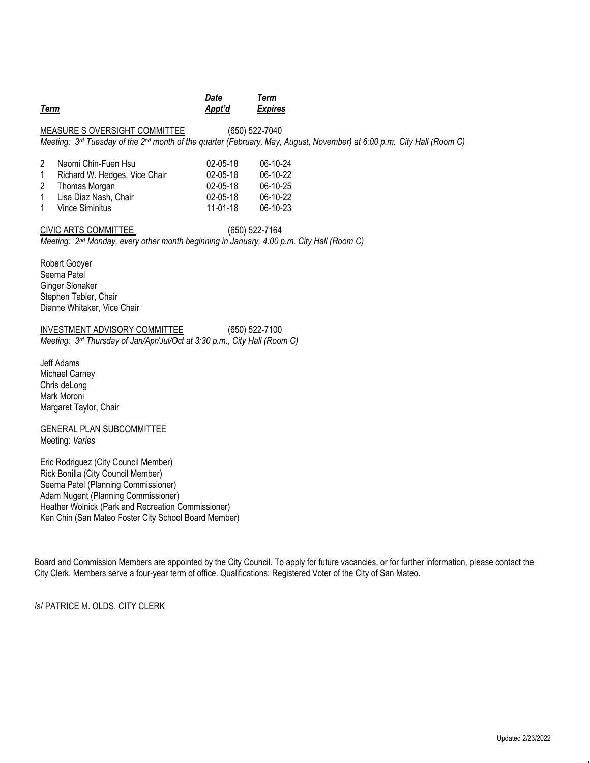| Term | | Date Appt'd | Term Expires |
|---|---|---|---|

MEASURE S OVERSIGHT COMMITTEE (650) 522-7040

*Meeting: 3rd Tuesday of the 2nd month of the quarter (February, May, August, November) at 6:00 p.m. City Hall (Room C)*

| Term | Name | Date Appt'd | Term Expires |
|---|---|---|---|
| 2 | Naomi Chin-Fuen Hsu | 02-05-18 | 06-10-24 |
| 1 | Richard W. Hedges, Vice Chair | 02-05-18 | 06-10-22 |
| 2 | Thomas Morgan | 02-05-18 | 06-10-25 |
| 1 | Lisa Diaz Nash, Chair | 02-05-18 | 06-10-22 |
| 1 | Vince Siminitus | 11-01-18 | 06-10-23 |

CIVIC ARTS COMMITTEE (650) 522-7164

*Meeting: 2nd Monday, every other month beginning in January, 4:00 p.m. City Hall (Room C)*

Robert Gooyer
Seema Patel
Ginger Slonaker
Stephen Tabler, Chair
Dianne Whitaker, Vice Chair

INVESTMENT ADVISORY COMMITTEE (650) 522-7100

*Meeting: 3rd Thursday of Jan/Apr/Jul/Oct at 3:30 p.m., City Hall (Room C)*

Jeff Adams
Michael Carney
Chris deLong
Mark Moroni
Margaret Taylor, Chair

GENERAL PLAN SUBCOMMITTEE

Meeting: *Varies*

Eric Rodriguez (City Council Member)
Rick Bonilla (City Council Member)
Seema Patel (Planning Commissioner)
Adam Nugent (Planning Commissioner)
Heather Wolnick (Park and Recreation Commissioner)
Ken Chin (San Mateo Foster City School Board Member)

Board and Commission Members are appointed by the City Council. To apply for future vacancies, or for further information, please contact the City Clerk. Members serve a four-year term of office. Qualifications: Registered Voter of the City of San Mateo.

/s/ PATRICE M. OLDS, CITY CLERK

Updated 2/23/2022